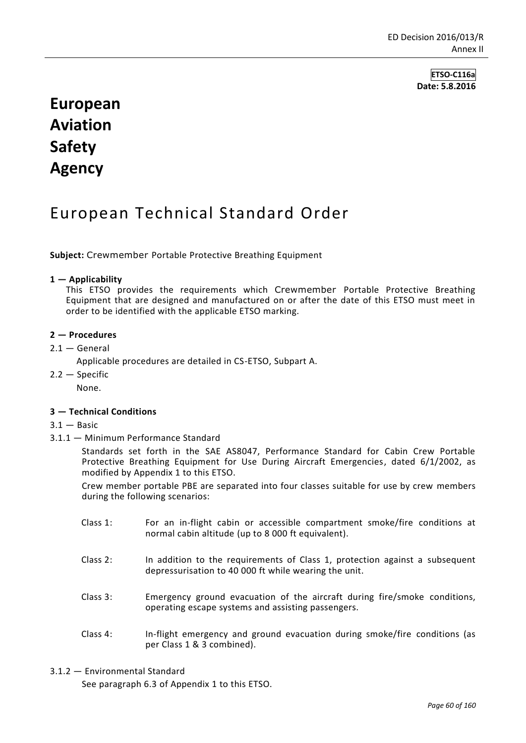**ETSO-C116a**
**Date: 5.8.2016**

# European Aviation Safety Agency

## European Technical Standard Order

**Subject:** Crewmember Portable Protective Breathing Equipment

### 1 — Applicability

This ETSO provides the requirements which Crewmember Portable Protective Breathing Equipment that are designed and manufactured on or after the date of this ETSO must meet in order to be identified with the applicable ETSO marking.

### 2 — Procedures

2.1 — General

Applicable procedures are detailed in CS-ETSO, Subpart A.

2.2 — Specific

None.

### 3 — Technical Conditions

3.1 — Basic

3.1.1 — Minimum Performance Standard

Standards set forth in the SAE AS8047, Performance Standard for Cabin Crew Portable Protective Breathing Equipment for Use During Aircraft Emergencies, dated 6/1/2002, as modified by Appendix 1 to this ETSO.

Crew member portable PBE are separated into four classes suitable for use by crew members during the following scenarios:

- Class 1: For an in-flight cabin or accessible compartment smoke/fire conditions at normal cabin altitude (up to 8 000 ft equivalent).
- Class 2: In addition to the requirements of Class 1, protection against a subsequent depressurisation to 40 000 ft while wearing the unit.
- Class 3: Emergency ground evacuation of the aircraft during fire/smoke conditions, operating escape systems and assisting passengers.
- Class 4: In-flight emergency and ground evacuation during smoke/fire conditions (as per Class 1 & 3 combined).

3.1.2 — Environmental Standard

See paragraph 6.3 of Appendix 1 to this ETSO.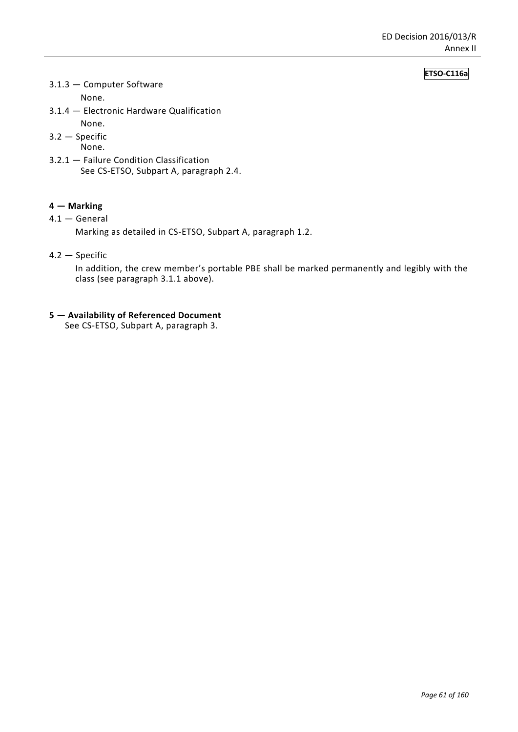3.1.3 — Computer Software

None.

3.1.4 — Electronic Hardware Qualification

None.

3.2 — Specific

None.

3.2.1 — Failure Condition Classification

See CS-ETSO, Subpart A, paragraph 2.4.

**4 — Marking**

4.1 — General

Marking as detailed in CS-ETSO, Subpart A, paragraph 1.2.

4.2 — Specific

In addition, the crew member's portable PBE shall be marked permanently and legibly with the class (see paragraph 3.1.1 above).

**5 — Availability of Referenced Document**

See CS-ETSO, Subpart A, paragraph 3.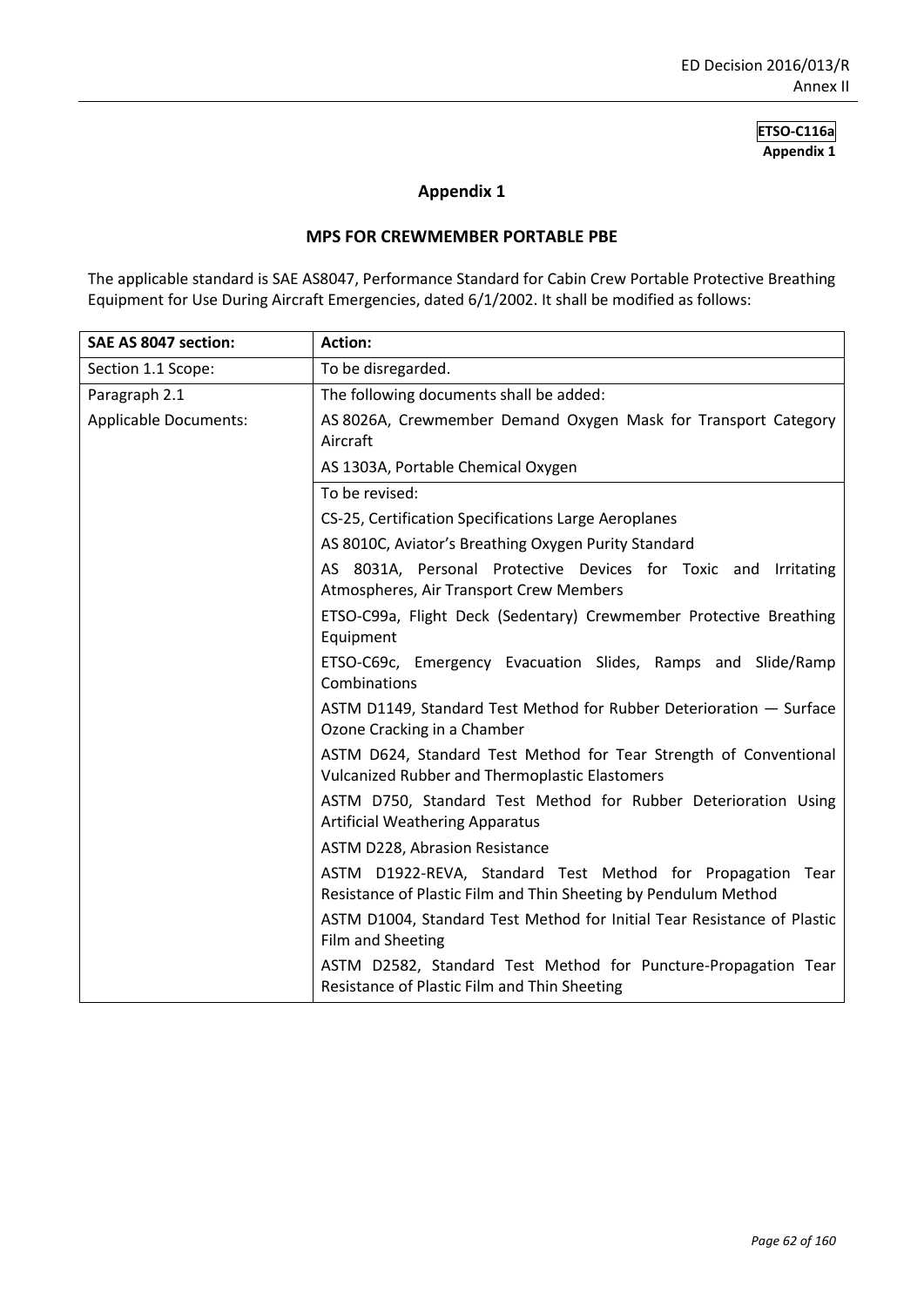**ETSO-C116a**
**Appendix 1**

# Appendix 1

## MPS FOR CREWMEMBER PORTABLE PBE

The applicable standard is SAE AS8047, Performance Standard for Cabin Crew Portable Protective Breathing Equipment for Use During Aircraft Emergencies, dated 6/1/2002. It shall be modified as follows:

| SAE AS 8047 section: | Action: |
|---|---|
| Section 1.1 Scope: | To be disregarded. |
| Paragraph 2.1 Applicable Documents: | The following documents shall be added:<br>AS 8026A, Crewmember Demand Oxygen Mask for Transport Category Aircraft<br>AS 1303A, Portable Chemical Oxygen |
| | To be revised:<br>CS-25, Certification Specifications Large Aeroplanes<br>AS 8010C, Aviator's Breathing Oxygen Purity Standard<br>AS 8031A, Personal Protective Devices for Toxic and Irritating Atmospheres, Air Transport Crew Members<br>ETSO-C99a, Flight Deck (Sedentary) Crewmember Protective Breathing Equipment<br>ETSO-C69c, Emergency Evacuation Slides, Ramps and Slide/Ramp Combinations<br>ASTM D1149, Standard Test Method for Rubber Deterioration — Surface Ozone Cracking in a Chamber<br>ASTM D624, Standard Test Method for Tear Strength of Conventional Vulcanized Rubber and Thermoplastic Elastomers<br>ASTM D750, Standard Test Method for Rubber Deterioration Using Artificial Weathering Apparatus<br>ASTM D228, Abrasion Resistance<br>ASTM D1922-REVA, Standard Test Method for Propagation Tear Resistance of Plastic Film and Thin Sheeting by Pendulum Method<br>ASTM D1004, Standard Test Method for Initial Tear Resistance of Plastic Film and Sheeting<br>ASTM D2582, Standard Test Method for Puncture-Propagation Tear Resistance of Plastic Film and Thin Sheeting |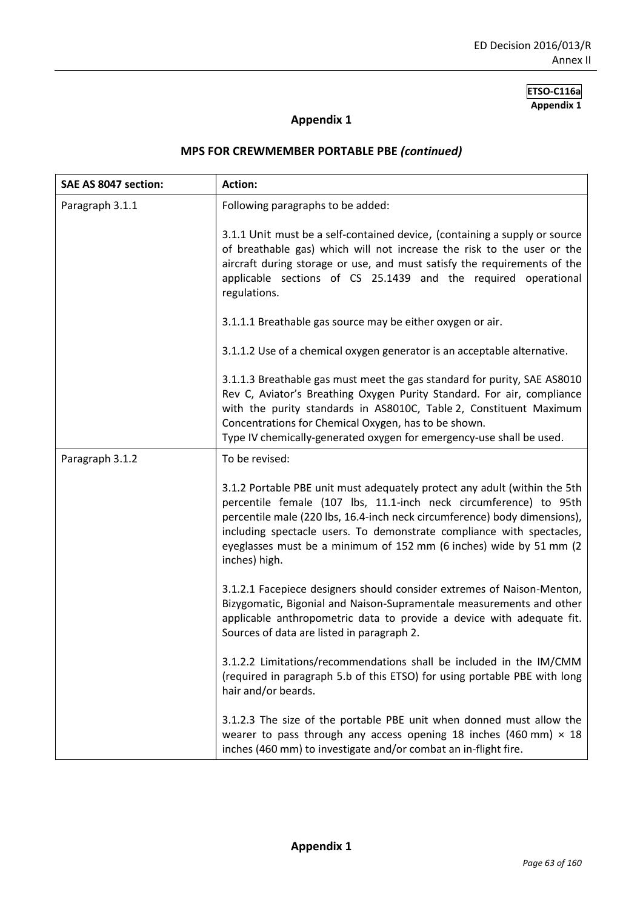**ETSO-C116a**
**Appendix 1**

## Appendix 1

### MPS FOR CREWMEMBER PORTABLE PBE *(continued)*

| SAE AS 8047 section: | Action: |
|---|---|
| Paragraph 3.1.1 | Following paragraphs to be added:<br><br>3.1.1 Unit must be a self-contained device, (containing a supply or source of breathable gas) which will not increase the risk to the user or the aircraft during storage or use, and must satisfy the requirements of the applicable sections of CS 25.1439 and the required operational regulations.<br><br>3.1.1.1 Breathable gas source may be either oxygen or air.<br><br>3.1.1.2 Use of a chemical oxygen generator is an acceptable alternative.<br><br>3.1.1.3 Breathable gas must meet the gas standard for purity, SAE AS8010 Rev C, Aviator's Breathing Oxygen Purity Standard. For air, compliance with the purity standards in AS8010C, Table 2, Constituent Maximum Concentrations for Chemical Oxygen, has to be shown.<br>Type IV chemically-generated oxygen for emergency-use shall be used. |
| Paragraph 3.1.2 | To be revised:<br><br>3.1.2 Portable PBE unit must adequately protect any adult (within the 5th percentile female (107 lbs, 11.1-inch neck circumference) to 95th percentile male (220 lbs, 16.4-inch neck circumference) body dimensions), including spectacle users. To demonstrate compliance with spectacles, eyeglasses must be a minimum of 152 mm (6 inches) wide by 51 mm (2 inches) high.<br><br>3.1.2.1 Facepiece designers should consider extremes of Naison-Menton, Bizygomatic, Bigonial and Naison-Supramentale measurements and other applicable anthropometric data to provide a device with adequate fit. Sources of data are listed in paragraph 2.<br><br>3.1.2.2 Limitations/recommendations shall be included in the IM/CMM (required in paragraph 5.b of this ETSO) for using portable PBE with long hair and/or beards.<br><br>3.1.2.3 The size of the portable PBE unit when donned must allow the wearer to pass through any access opening 18 inches (460 mm) × 18 inches (460 mm) to investigate and/or combat an in-flight fire. |

**Appendix 1**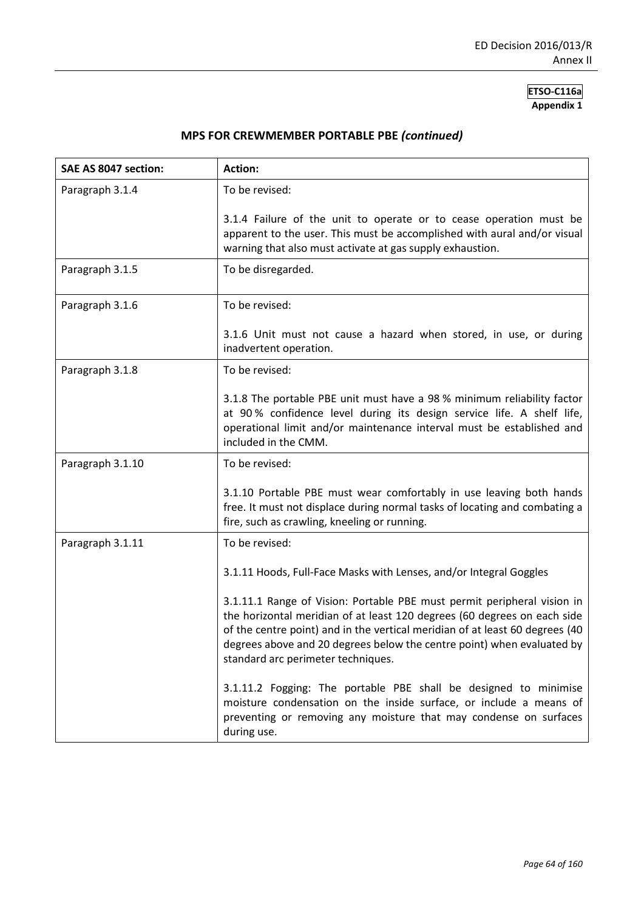**ETSO-C116a**
**Appendix 1**

## MPS FOR CREWMEMBER PORTABLE PBE *(continued)*

| SAE AS 8047 section: | Action: |
|---|---|
| Paragraph 3.1.4 | To be revised:<br><br>3.1.4 Failure of the unit to operate or to cease operation must be apparent to the user. This must be accomplished with aural and/or visual warning that also must activate at gas supply exhaustion. |
| Paragraph 3.1.5 | To be disregarded. |
| Paragraph 3.1.6 | To be revised:<br><br>3.1.6 Unit must not cause a hazard when stored, in use, or during inadvertent operation. |
| Paragraph 3.1.8 | To be revised:<br><br>3.1.8 The portable PBE unit must have a 98 % minimum reliability factor at 90 % confidence level during its design service life. A shelf life, operational limit and/or maintenance interval must be established and included in the CMM. |
| Paragraph 3.1.10 | To be revised:<br><br>3.1.10 Portable PBE must wear comfortably in use leaving both hands free. It must not displace during normal tasks of locating and combating a fire, such as crawling, kneeling or running. |
| Paragraph 3.1.11 | To be revised:<br><br>3.1.11 Hoods, Full-Face Masks with Lenses, and/or Integral Goggles<br><br>3.1.11.1 Range of Vision: Portable PBE must permit peripheral vision in the horizontal meridian of at least 120 degrees (60 degrees on each side of the centre point) and in the vertical meridian of at least 60 degrees (40 degrees above and 20 degrees below the centre point) when evaluated by standard arc perimeter techniques.<br><br>3.1.11.2 Fogging: The portable PBE shall be designed to minimise moisture condensation on the inside surface, or include a means of preventing or removing any moisture that may condense on surfaces during use. |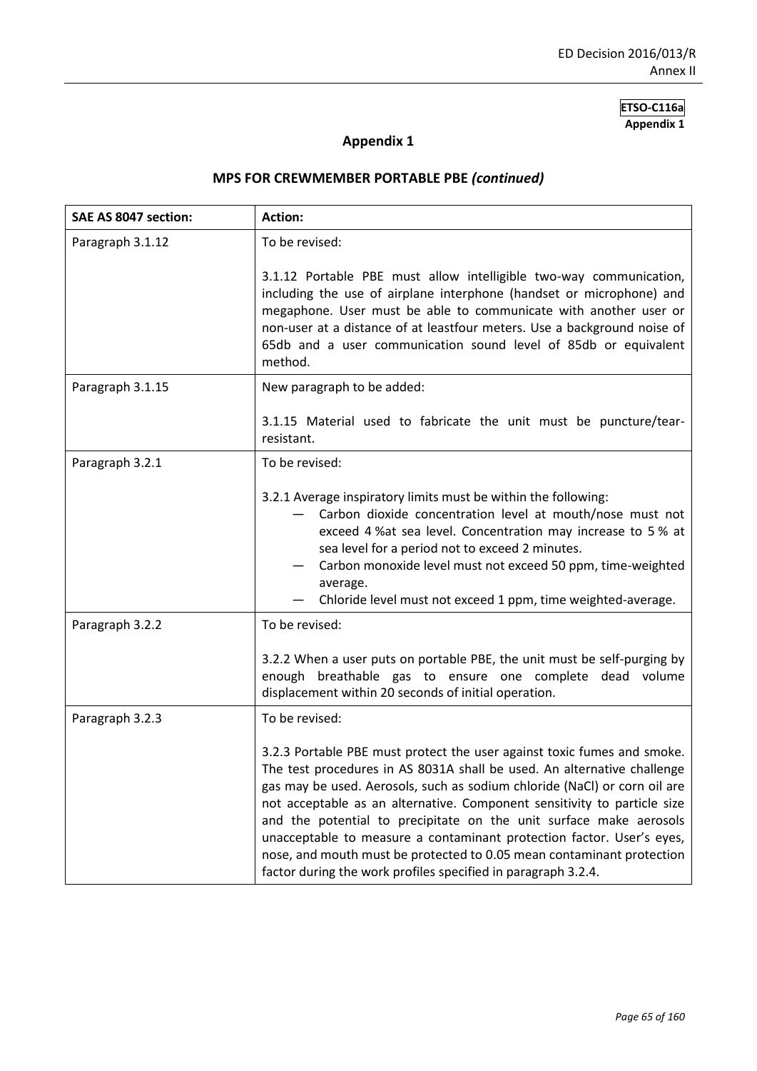**ETSO-C116a**
**Appendix 1**

## Appendix 1

## MPS FOR CREWMEMBER PORTABLE PBE *(continued)*

| SAE AS 8047 section: | Action: |
|---|---|
| Paragraph 3.1.12 | To be revised:<br><br>3.1.12 Portable PBE must allow intelligible two-way communication, including the use of airplane interphone (handset or microphone) and megaphone. User must be able to communicate with another user or non-user at a distance of at leastfour meters. Use a background noise of 65db and a user communication sound level of 85db or equivalent method. |
| Paragraph 3.1.15 | New paragraph to be added:<br><br>3.1.15 Material used to fabricate the unit must be puncture/tear-resistant. |
| Paragraph 3.2.1 | To be revised:<br><br>3.2.1 Average inspiratory limits must be within the following:<br>— Carbon dioxide concentration level at mouth/nose must not exceed 4 %at sea level. Concentration may increase to 5 % at sea level for a period not to exceed 2 minutes.<br>— Carbon monoxide level must not exceed 50 ppm, time-weighted average.<br>— Chloride level must not exceed 1 ppm, time weighted-average. |
| Paragraph 3.2.2 | To be revised:<br><br>3.2.2 When a user puts on portable PBE, the unit must be self-purging by enough breathable gas to ensure one complete dead volume displacement within 20 seconds of initial operation. |
| Paragraph 3.2.3 | To be revised:<br><br>3.2.3 Portable PBE must protect the user against toxic fumes and smoke. The test procedures in AS 8031A shall be used. An alternative challenge gas may be used. Aerosols, such as sodium chloride (NaCl) or corn oil are not acceptable as an alternative. Component sensitivity to particle size and the potential to precipitate on the unit surface make aerosols unacceptable to measure a contaminant protection factor. User's eyes, nose, and mouth must be protected to 0.05 mean contaminant protection factor during the work profiles specified in paragraph 3.2.4. |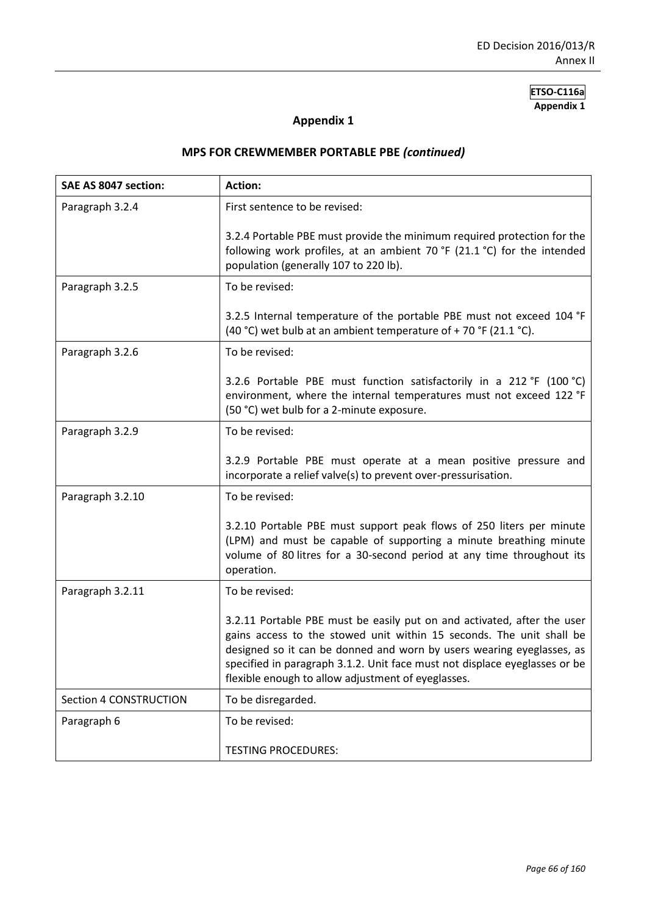ETSO-C116a
**Appendix 1**

## Appendix 1

## MPS FOR CREWMEMBER PORTABLE PBE *(continued)*

| SAE AS 8047 section: | Action: |
|---|---|
| Paragraph 3.2.4 | First sentence to be revised:<br><br>3.2.4 Portable PBE must provide the minimum required protection for the following work profiles, at an ambient 70 °F (21.1 °C) for the intended population (generally 107 to 220 lb). |
| Paragraph 3.2.5 | To be revised:<br><br>3.2.5 Internal temperature of the portable PBE must not exceed 104 °F (40 °C) wet bulb at an ambient temperature of + 70 °F (21.1 °C). |
| Paragraph 3.2.6 | To be revised:<br><br>3.2.6 Portable PBE must function satisfactorily in a 212 °F (100 °C) environment, where the internal temperatures must not exceed 122 °F (50 °C) wet bulb for a 2-minute exposure. |
| Paragraph 3.2.9 | To be revised:<br><br>3.2.9 Portable PBE must operate at a mean positive pressure and incorporate a relief valve(s) to prevent over-pressurisation. |
| Paragraph 3.2.10 | To be revised:<br><br>3.2.10 Portable PBE must support peak flows of 250 liters per minute (LPM) and must be capable of supporting a minute breathing minute volume of 80 litres for a 30-second period at any time throughout its operation. |
| Paragraph 3.2.11 | To be revised:<br><br>3.2.11 Portable PBE must be easily put on and activated, after the user gains access to the stowed unit within 15 seconds. The unit shall be designed so it can be donned and worn by users wearing eyeglasses, as specified in paragraph 3.1.2. Unit face must not displace eyeglasses or be flexible enough to allow adjustment of eyeglasses. |
| Section 4 CONSTRUCTION | To be disregarded. |
| Paragraph 6 | To be revised:<br><br>TESTING PROCEDURES: |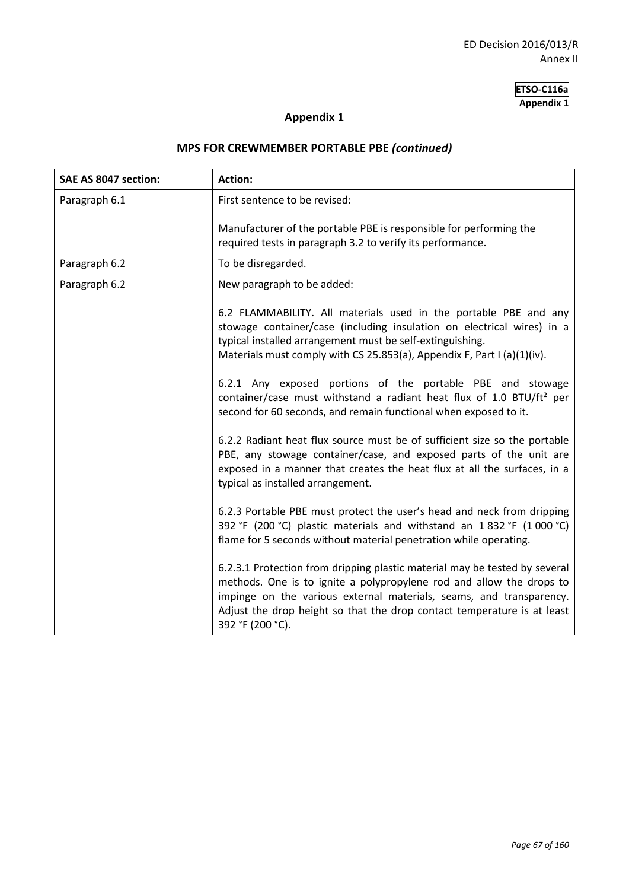**ETSO-C116a**
**Appendix 1**

## Appendix 1

### MPS FOR CREWMEMBER PORTABLE PBE *(continued)*

| SAE AS 8047 section: | Action: |
|---|---|
| Paragraph 6.1 | First sentence to be revised:<br><br>Manufacturer of the portable PBE is responsible for performing the required tests in paragraph 3.2 to verify its performance. |
| Paragraph 6.2 | To be disregarded. |
| Paragraph 6.2 | New paragraph to be added:<br><br>6.2 FLAMMABILITY. All materials used in the portable PBE and any stowage container/case (including insulation on electrical wires) in a typical installed arrangement must be self-extinguishing.<br>Materials must comply with CS 25.853(a), Appendix F, Part I (a)(1)(iv).<br><br>6.2.1 Any exposed portions of the portable PBE and stowage container/case must withstand a radiant heat flux of 1.0 BTU/ft² per second for 60 seconds, and remain functional when exposed to it.<br><br>6.2.2 Radiant heat flux source must be of sufficient size so the portable PBE, any stowage container/case, and exposed parts of the unit are exposed in a manner that creates the heat flux at all the surfaces, in a typical as installed arrangement.<br><br>6.2.3 Portable PBE must protect the user's head and neck from dripping 392 °F (200 °C) plastic materials and withstand an 1 832 °F (1 000 °C) flame for 5 seconds without material penetration while operating.<br><br>6.2.3.1 Protection from dripping plastic material may be tested by several methods. One is to ignite a polypropylene rod and allow the drops to impinge on the various external materials, seams, and transparency. Adjust the drop height so that the drop contact temperature is at least 392 °F (200 °C). |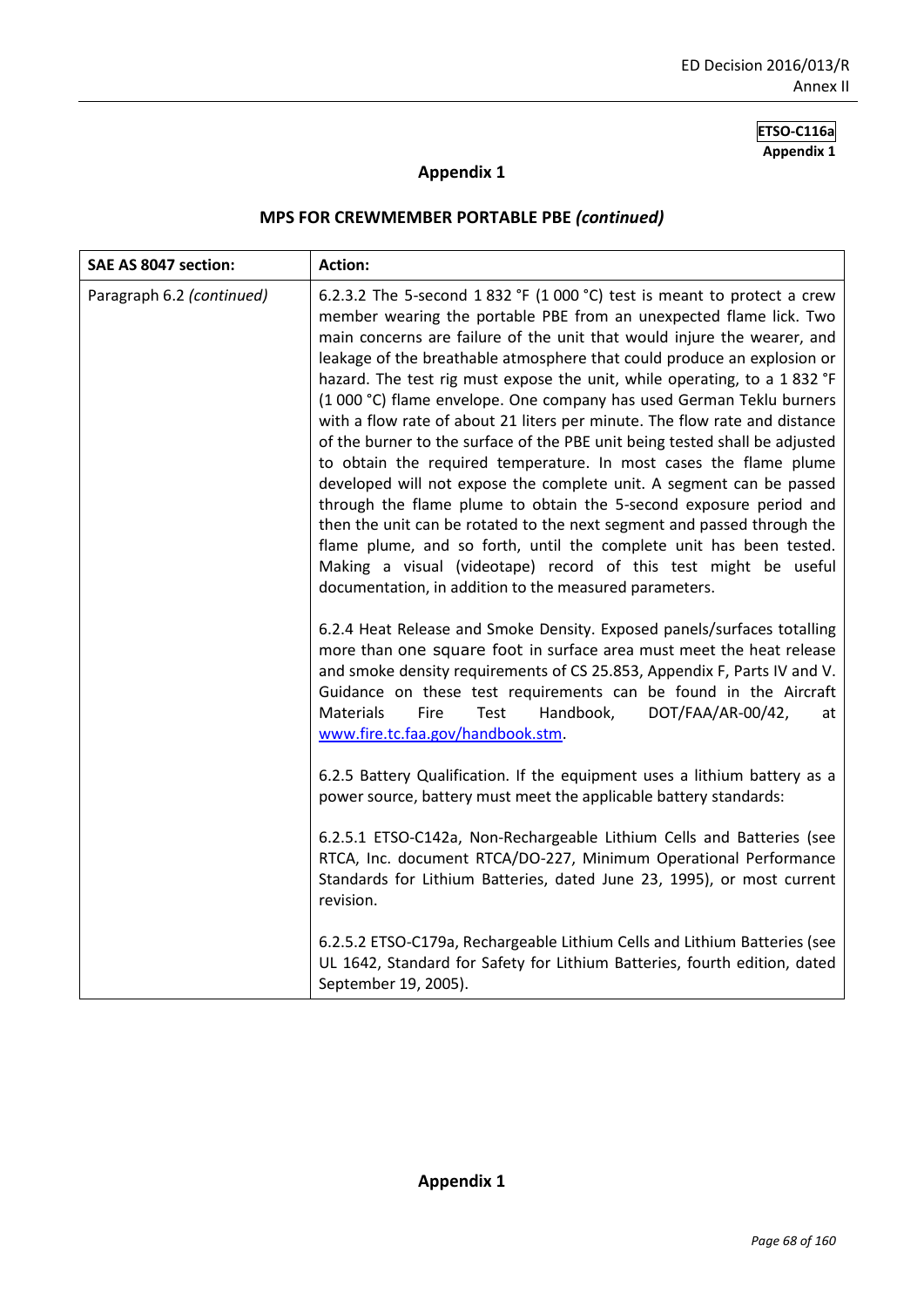ETSO-C116a
Appendix 1

## Appendix 1

## MPS FOR CREWMEMBER PORTABLE PBE *(continued)*

| SAE AS 8047 section: | Action: |
|---|---|
| Paragraph 6.2 *(continued)* | 6.2.3.2 The 5-second 1 832 °F (1 000 °C) test is meant to protect a crew member wearing the portable PBE from an unexpected flame lick. Two main concerns are failure of the unit that would injure the wearer, and leakage of the breathable atmosphere that could produce an explosion or hazard. The test rig must expose the unit, while operating, to a 1 832 °F (1 000 °C) flame envelope. One company has used German Teklu burners with a flow rate of about 21 liters per minute. The flow rate and distance of the burner to the surface of the PBE unit being tested shall be adjusted to obtain the required temperature. In most cases the flame plume developed will not expose the complete unit. A segment can be passed through the flame plume to obtain the 5-second exposure period and then the unit can be rotated to the next segment and passed through the flame plume, and so forth, until the complete unit has been tested. Making a visual (videotape) record of this test might be useful documentation, in addition to the measured parameters.<br><br>6.2.4 Heat Release and Smoke Density. Exposed panels/surfaces totalling more than one square foot in surface area must meet the heat release and smoke density requirements of CS 25.853, Appendix F, Parts IV and V. Guidance on these test requirements can be found in the Aircraft Materials Fire Test Handbook, DOT/FAA/AR-00/42, at www.fire.tc.faa.gov/handbook.stm.<br><br>6.2.5 Battery Qualification. If the equipment uses a lithium battery as a power source, battery must meet the applicable battery standards:<br><br>6.2.5.1 ETSO-C142a, Non-Rechargeable Lithium Cells and Batteries (see RTCA, Inc. document RTCA/DO-227, Minimum Operational Performance Standards for Lithium Batteries, dated June 23, 1995), or most current revision.<br><br>6.2.5.2 ETSO-C179a, Rechargeable Lithium Cells and Lithium Batteries (see UL 1642, Standard for Safety for Lithium Batteries, fourth edition, dated September 19, 2005). |

Appendix 1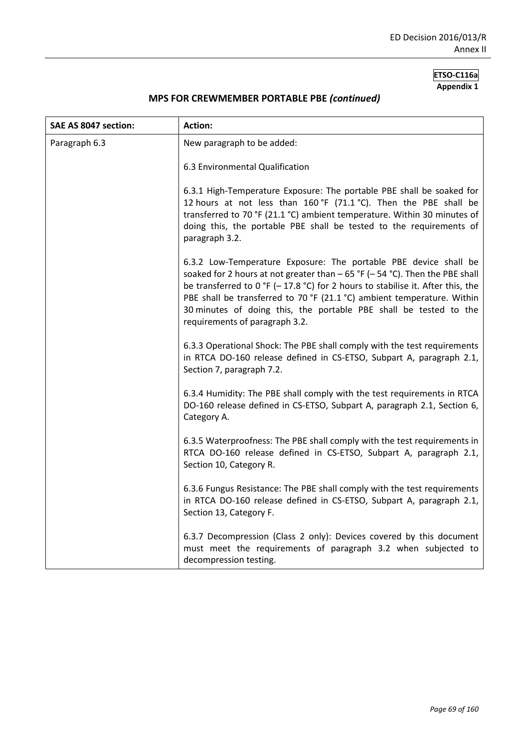**ETSO-C116a**
**Appendix 1**

## MPS FOR CREWMEMBER PORTABLE PBE *(continued)*

| SAE AS 8047 section: | Action: |
|---|---|
| Paragraph 6.3 | New paragraph to be added:<br><br>6.3 Environmental Qualification<br><br>6.3.1 High-Temperature Exposure: The portable PBE shall be soaked for 12 hours at not less than 160 °F (71.1 °C). Then the PBE shall be transferred to 70 °F (21.1 °C) ambient temperature. Within 30 minutes of doing this, the portable PBE shall be tested to the requirements of paragraph 3.2.<br><br>6.3.2 Low-Temperature Exposure: The portable PBE device shall be soaked for 2 hours at not greater than – 65 °F (– 54 °C). Then the PBE shall be transferred to 0 °F (– 17.8 °C) for 2 hours to stabilise it. After this, the PBE shall be transferred to 70 °F (21.1 °C) ambient temperature. Within 30 minutes of doing this, the portable PBE shall be tested to the requirements of paragraph 3.2.<br><br>6.3.3 Operational Shock: The PBE shall comply with the test requirements in RTCA DO-160 release defined in CS-ETSO, Subpart A, paragraph 2.1, Section 7, paragraph 7.2.<br><br>6.3.4 Humidity: The PBE shall comply with the test requirements in RTCA DO-160 release defined in CS-ETSO, Subpart A, paragraph 2.1, Section 6, Category A.<br><br>6.3.5 Waterproofness: The PBE shall comply with the test requirements in RTCA DO-160 release defined in CS-ETSO, Subpart A, paragraph 2.1, Section 10, Category R.<br><br>6.3.6 Fungus Resistance: The PBE shall comply with the test requirements in RTCA DO-160 release defined in CS-ETSO, Subpart A, paragraph 2.1, Section 13, Category F.<br><br>6.3.7 Decompression (Class 2 only): Devices covered by this document must meet the requirements of paragraph 3.2 when subjected to decompression testing. |